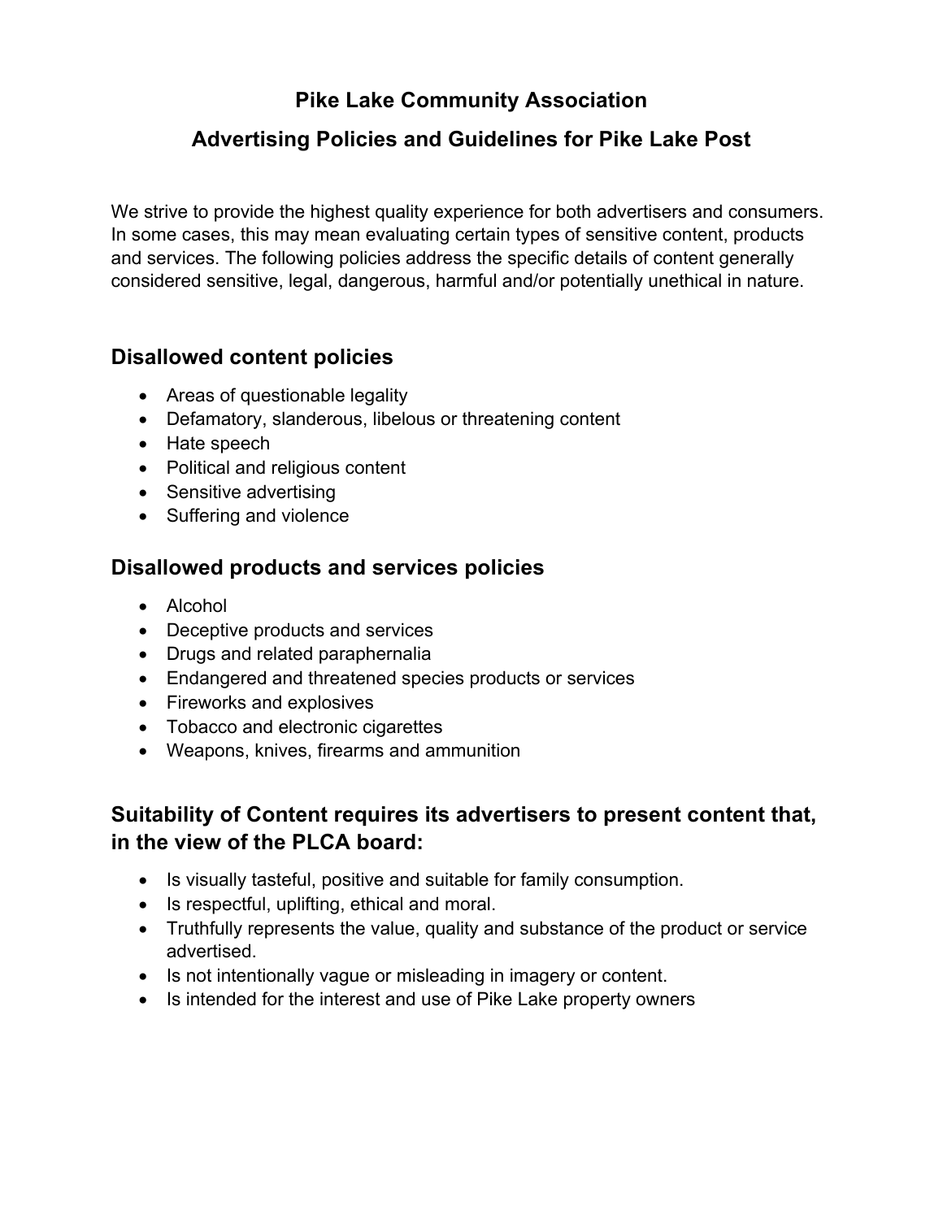# Pike Lake Community Association

# Advertising Policies and Guidelines for Pike Lake Post

We strive to provide the highest quality experience for both advertisers and consumers. In some cases, this may mean evaluating certain types of sensitive content, products and services. The following policies address the specific details of content generally considered sensitive, legal, dangerous, harmful and/or potentially unethical in nature.

## Disallowed content policies

- Areas of questionable legality
- Defamatory, slanderous, libelous or threatening content
- Hate speech
- Political and religious content
- Sensitive advertising
- Suffering and violence

## Disallowed products and services policies

- Alcohol
- Deceptive products and services
- Drugs and related paraphernalia
- Endangered and threatened species products or services
- Fireworks and explosives
- Tobacco and electronic cigarettes
- Weapons, knives, firearms and ammunition

## Suitability of Content requires its advertisers to present content that, in the view of the PLCA board:

- Is visually tasteful, positive and suitable for family consumption.
- Is respectful, uplifting, ethical and moral.
- Truthfully represents the value, quality and substance of the product or service advertised.
- Is not intentionally vague or misleading in imagery or content.
- Is intended for the interest and use of Pike Lake property owners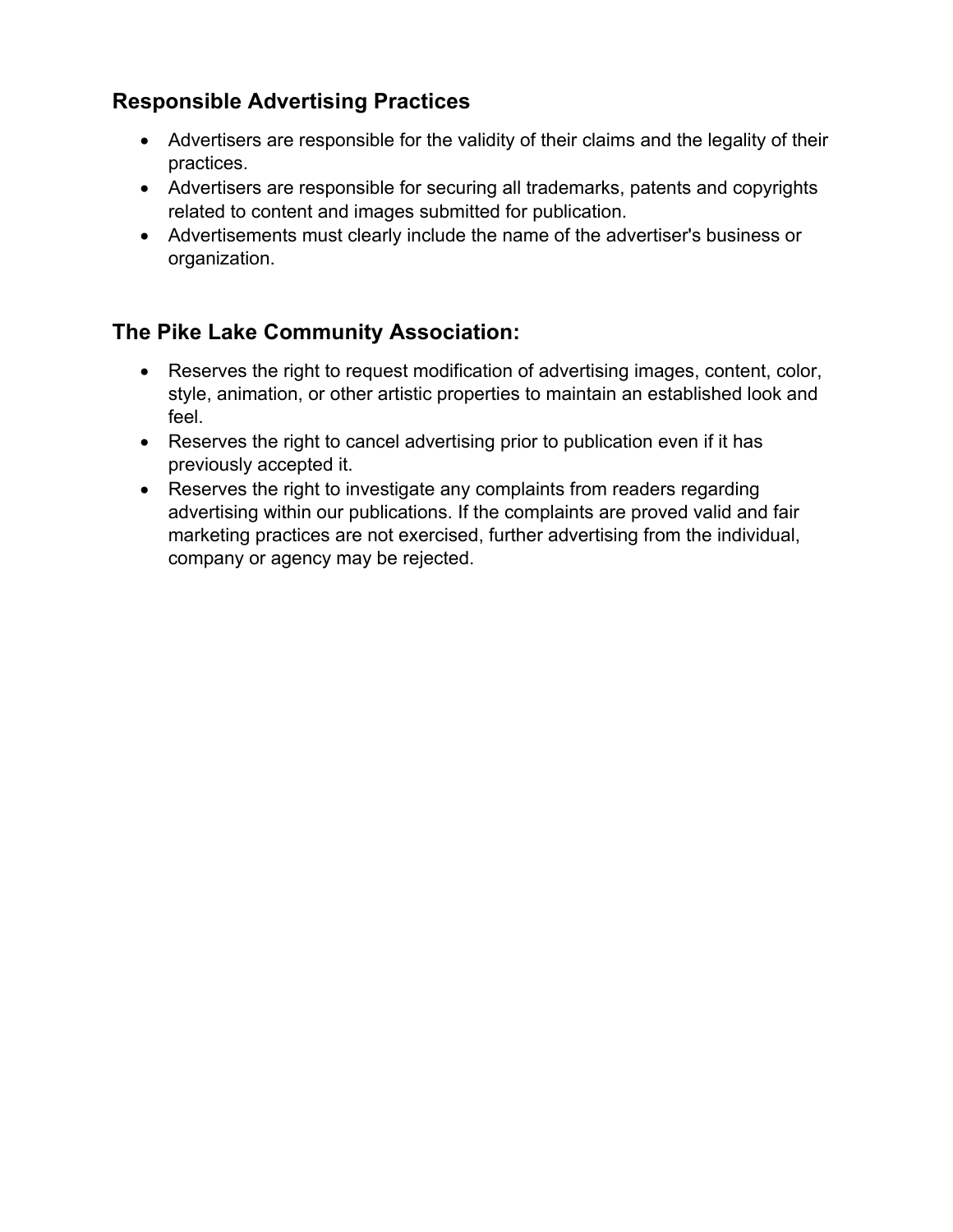## Responsible Advertising Practices

- Advertisers are responsible for the validity of their claims and the legality of their practices.
- Advertisers are responsible for securing all trademarks, patents and copyrights related to content and images submitted for publication.
- Advertisements must clearly include the name of the advertiser's business or organization.

## The Pike Lake Community Association:

- Reserves the right to request modification of advertising images, content, color, style, animation, or other artistic properties to maintain an established look and feel.
- Reserves the right to cancel advertising prior to publication even if it has previously accepted it.
- Reserves the right to investigate any complaints from readers regarding advertising within our publications. If the complaints are proved valid and fair marketing practices are not exercised, further advertising from the individual, company or agency may be rejected.